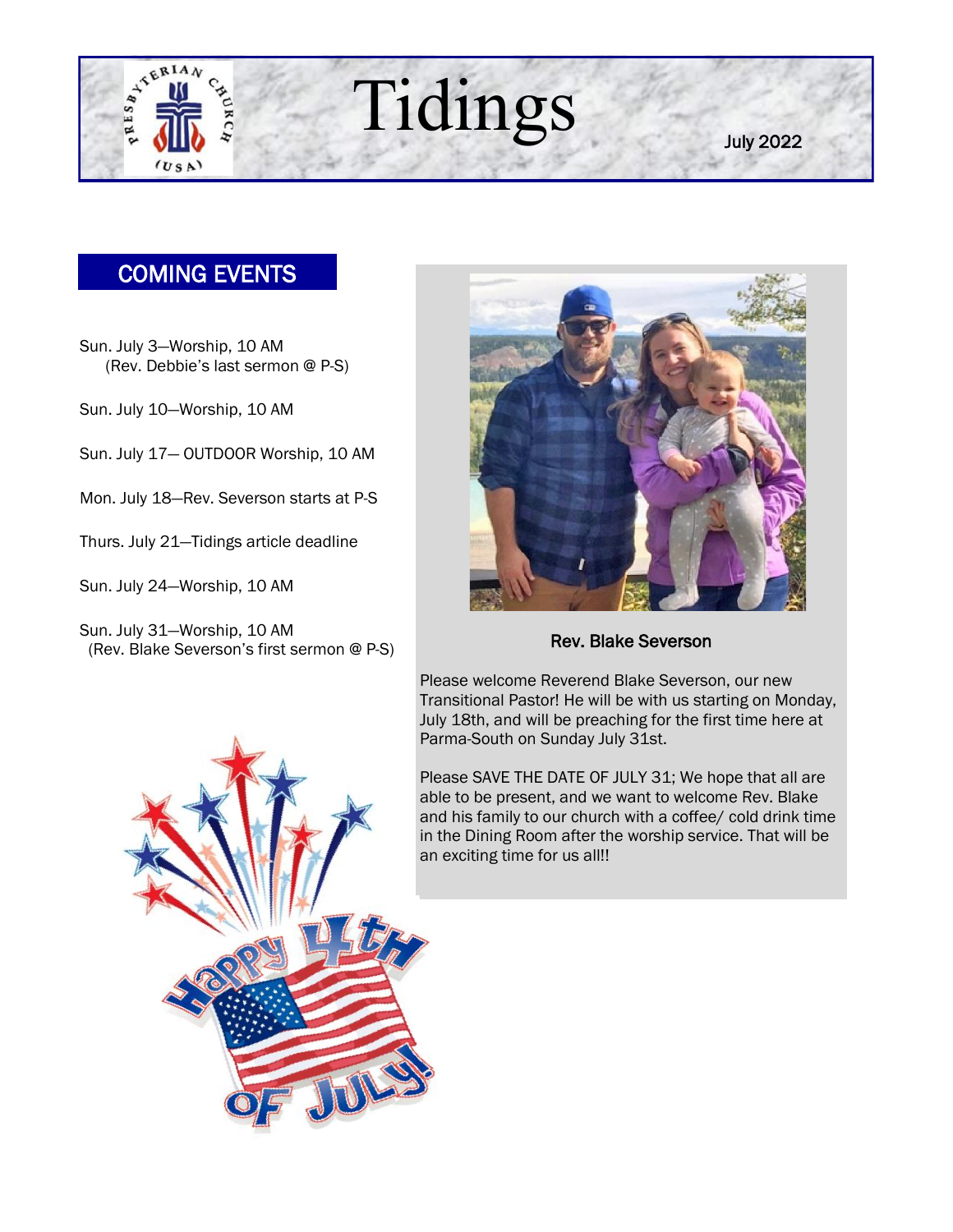# Tidings

July 2022

## COMING EVENTS

Sun. July 3—Worship, 10 AM
(Rev. Debbie's last sermon @ P-S)

Sun. July 10—Worship, 10 AM

Sun. July 17— OUTDOOR Worship, 10 AM

Mon. July 18—Rev. Severson starts at P-S

Thurs. July 21—Tidings article deadline

Sun. July 24—Worship, 10 AM

Sun. July 31—Worship, 10 AM
(Rev. Blake Severson's first sermon @ P-S)

**Rev. Blake Severson**

Please welcome Reverend Blake Severson, our new Transitional Pastor! He will be with us starting on Monday, July 18th, and will be preaching for the first time here at Parma-South on Sunday July 31st.

Please SAVE THE DATE OF JULY 31; We hope that all are able to be present, and we want to welcome Rev. Blake and his family to our church with a coffee/ cold drink time in the Dining Room after the worship service. That will be an exciting time for us all!!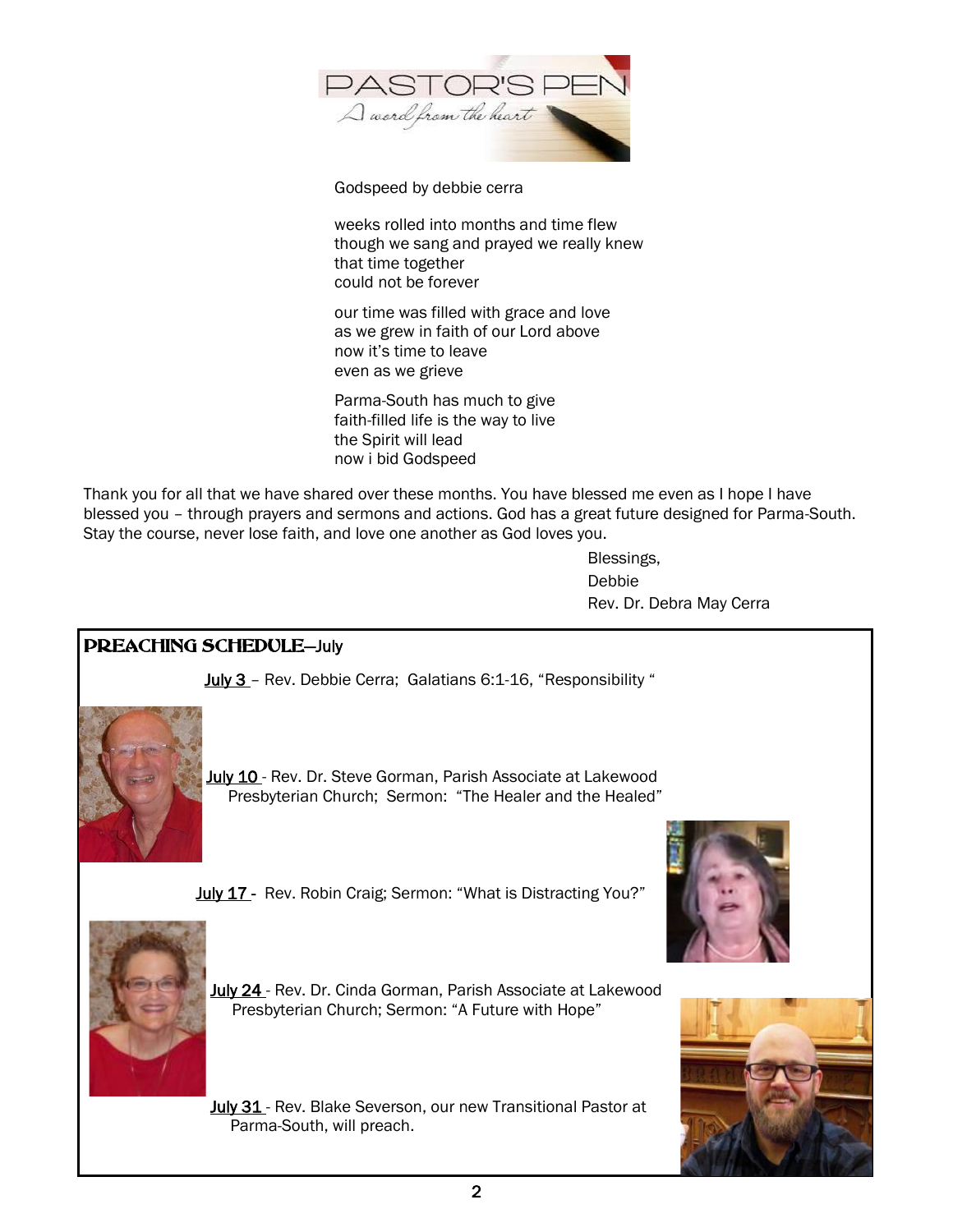# PASTOR'S PEN

*A word from the heart*

Godspeed by debbie cerra

weeks rolled into months and time flew
though we sang and prayed we really knew
that time together
could not be forever

our time was filled with grace and love
as we grew in faith of our Lord above
now it's time to leave
even as we grieve

Parma-South has much to give
faith-filled life is the way to live
the Spirit will lead
now i bid Godspeed

Thank you for all that we have shared over these months. You have blessed me even as I hope I have blessed you – through prayers and sermons and actions. God has a great future designed for Parma-South. Stay the course, never lose faith, and love one another as God loves you.

Blessings,
Debbie
Rev. Dr. Debra May Cerra

## PREACHING SCHEDULE—July

July 3 – Rev. Debbie Cerra; Galatians 6:1-16, "Responsibility "

July 10 - Rev. Dr. Steve Gorman, Parish Associate at Lakewood Presbyterian Church; Sermon: "The Healer and the Healed"

July 17 - Rev. Robin Craig; Sermon: "What is Distracting You?"

July 24 - Rev. Dr. Cinda Gorman, Parish Associate at Lakewood Presbyterian Church; Sermon: "A Future with Hope"

July 31 - Rev. Blake Severson, our new Transitional Pastor at Parma-South, will preach.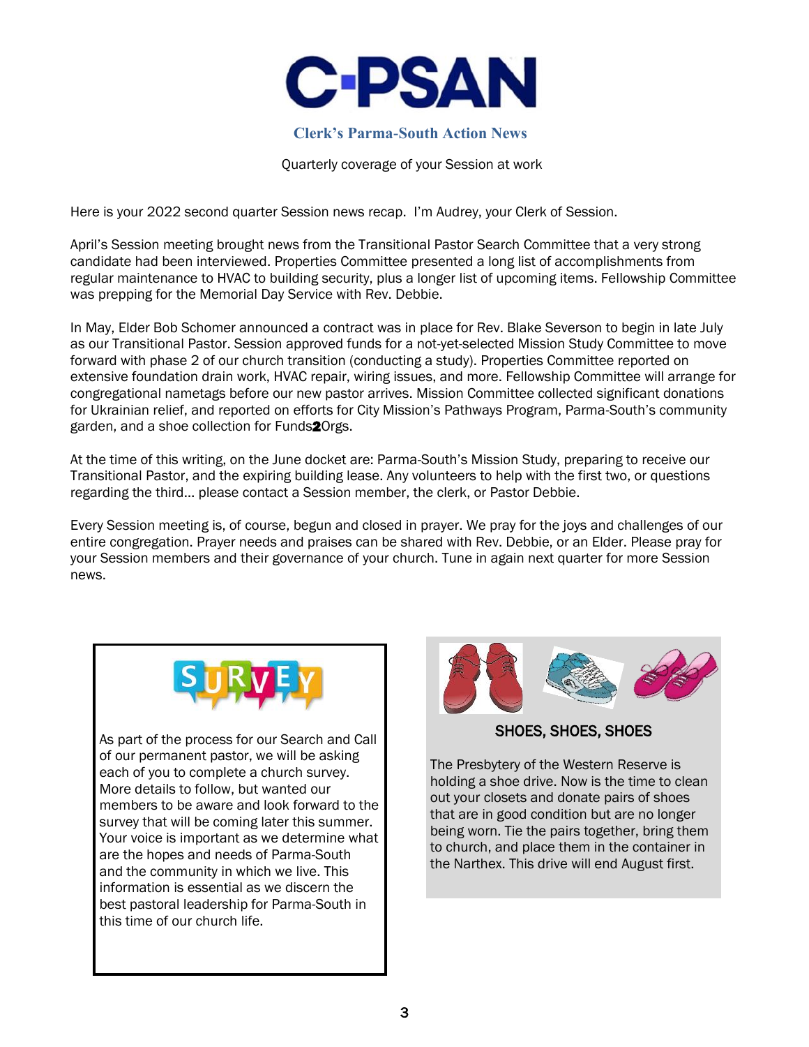# C-PSAN

## Clerk's Parma-South Action News

Quarterly coverage of your Session at work

Here is your 2022 second quarter Session news recap. I'm Audrey, your Clerk of Session.

April's Session meeting brought news from the Transitional Pastor Search Committee that a very strong candidate had been interviewed. Properties Committee presented a long list of accomplishments from regular maintenance to HVAC to building security, plus a longer list of upcoming items. Fellowship Committee was prepping for the Memorial Day Service with Rev. Debbie.

In May, Elder Bob Schomer announced a contract was in place for Rev. Blake Severson to begin in late July as our Transitional Pastor. Session approved funds for a not-yet-selected Mission Study Committee to move forward with phase 2 of our church transition (conducting a study). Properties Committee reported on extensive foundation drain work, HVAC repair, wiring issues, and more. Fellowship Committee will arrange for congregational nametags before our new pastor arrives. Mission Committee collected significant donations for Ukrainian relief, and reported on efforts for City Mission's Pathways Program, Parma-South's community garden, and a shoe collection for Funds2Orgs.

At the time of this writing, on the June docket are: Parma-South's Mission Study, preparing to receive our Transitional Pastor, and the expiring building lease. Any volunteers to help with the first two, or questions regarding the third… please contact a Session member, the clerk, or Pastor Debbie.

Every Session meeting is, of course, begun and closed in prayer. We pray for the joys and challenges of our entire congregation. Prayer needs and praises can be shared with Rev. Debbie, or an Elder. Please pray for your Session members and their governance of your church. Tune in again next quarter for more Session news.

### SURVEY

As part of the process for our Search and Call of our permanent pastor, we will be asking each of you to complete a church survey. More details to follow, but wanted our members to be aware and look forward to the survey that will be coming later this summer. Your voice is important as we determine what are the hopes and needs of Parma-South and the community in which we live. This information is essential as we discern the best pastoral leadership for Parma-South in this time of our church life.

### SHOES, SHOES, SHOES

The Presbytery of the Western Reserve is holding a shoe drive. Now is the time to clean out your closets and donate pairs of shoes that are in good condition but are no longer being worn. Tie the pairs together, bring them to church, and place them in the container in the Narthex. This drive will end August first.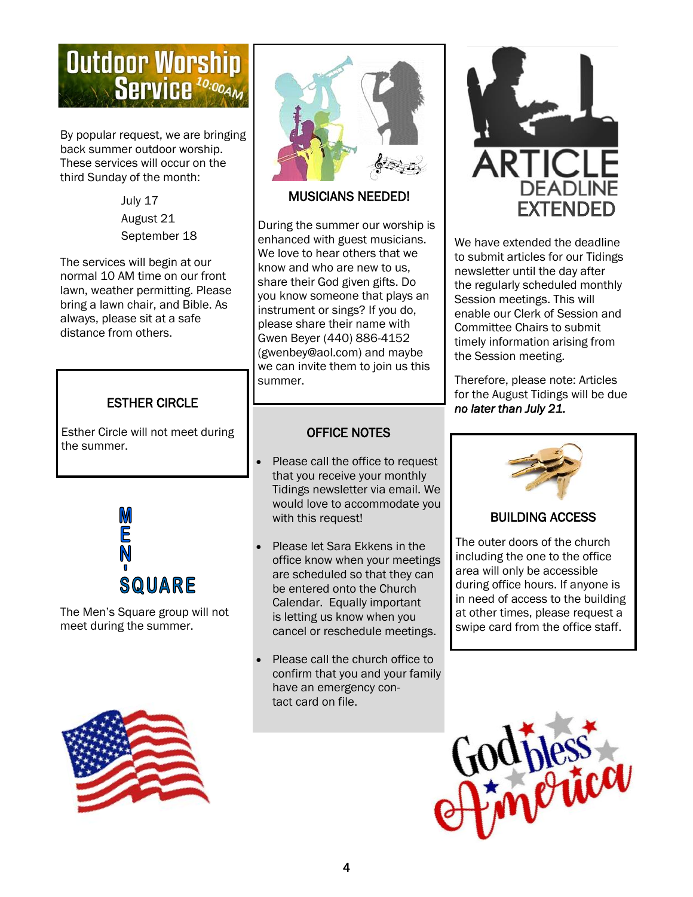## Outdoor Worship Service 10:00AM

By popular request, we are bringing back summer outdoor worship. These services will occur on the third Sunday of the month:

July 17
August 21
September 18

The services will begin at our normal 10 AM time on our front lawn, weather permitting. Please bring a lawn chair, and Bible. As always, please sit at a safe distance from others.

## ESTHER CIRCLE

Esther Circle will not meet during the summer.

## MEN'S SQUARE

The Men's Square group will not meet during the summer.

## MUSICIANS NEEDED!

During the summer our worship is enhanced with guest musicians. We love to hear others that we know and who are new to us, share their God given gifts. Do you know someone that plays an instrument or sings? If you do, please share their name with Gwen Beyer (440) 886-4152 (gwenbey@aol.com) and maybe we can invite them to join us this summer.

## OFFICE NOTES

- Please call the office to request that you receive your monthly Tidings newsletter via email. We would love to accommodate you with this request!
- Please let Sara Ekkens in the office know when your meetings are scheduled so that they can be entered onto the Church Calendar. Equally important is letting us know when you cancel or reschedule meetings.
- Please call the church office to confirm that you and your family have an emergency contact card on file.

## ARTICLE DEADLINE EXTENDED

We have extended the deadline to submit articles for our Tidings newsletter until the day after the regularly scheduled monthly Session meetings. This will enable our Clerk of Session and Committee Chairs to submit timely information arising from the Session meeting.

Therefore, please note: Articles for the August Tidings will be due *no later than July 21.*

## BUILDING ACCESS

The outer doors of the church including the one to the office area will only be accessible during office hours. If anyone is in need of access to the building at other times, please request a swipe card from the office staff.

God bless America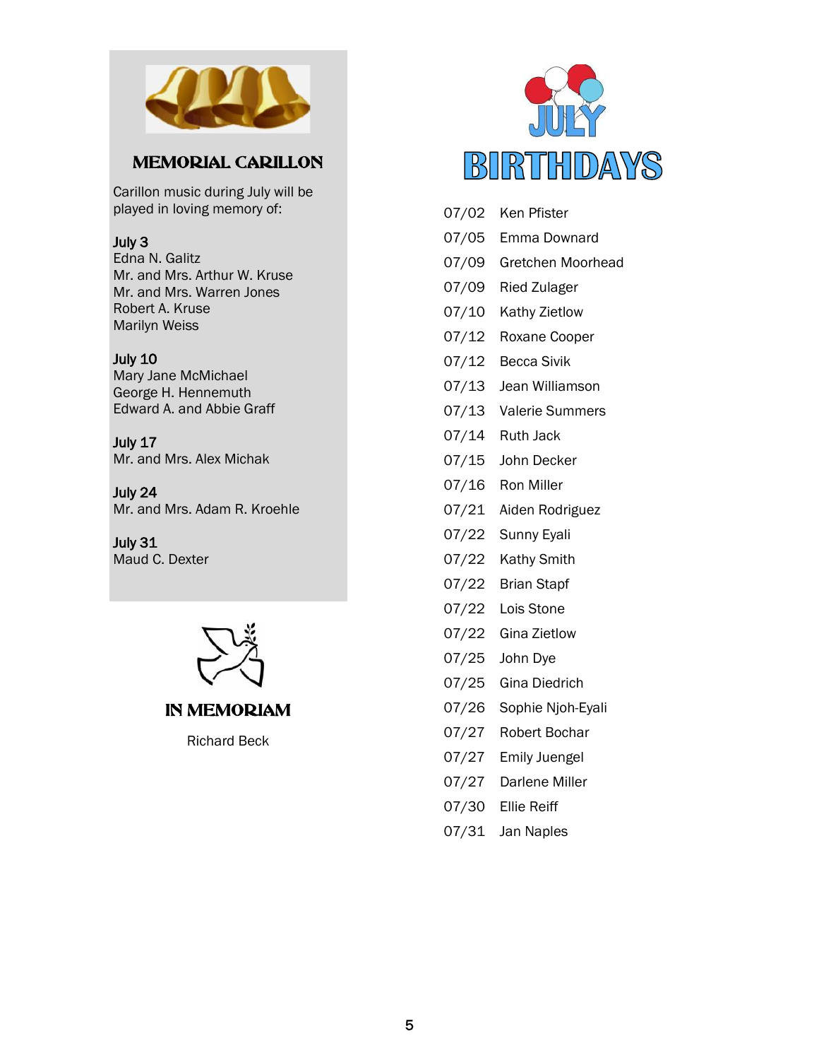## MEMORIAL CARILLON

Carillon music during July will be played in loving memory of:

**July 3**
Edna N. Galitz
Mr. and Mrs. Arthur W. Kruse
Mr. and Mrs. Warren Jones
Robert A. Kruse
Marilyn Weiss

**July 10**
Mary Jane McMichael
George H. Hennemuth
Edward A. and Abbie Graff

**July 17**
Mr. and Mrs. Alex Michak

**July 24**
Mr. and Mrs. Adam R. Kroehle

**July 31**
Maud C. Dexter

## IN MEMORIAM

Richard Beck

## JULY BIRTHDAYS

07/02 Ken Pfister
07/05 Emma Downard
07/09 Gretchen Moorhead
07/09 Ried Zulager
07/10 Kathy Zietlow
07/12 Roxane Cooper
07/12 Becca Sivik
07/13 Jean Williamson
07/13 Valerie Summers
07/14 Ruth Jack
07/15 John Decker
07/16 Ron Miller
07/21 Aiden Rodriguez
07/22 Sunny Eyali
07/22 Kathy Smith
07/22 Brian Stapf
07/22 Lois Stone
07/22 Gina Zietlow
07/25 John Dye
07/25 Gina Diedrich
07/26 Sophie Njoh-Eyali
07/27 Robert Bochar
07/27 Emily Juengel
07/27 Darlene Miller
07/30 Ellie Reiff
07/31 Jan Naples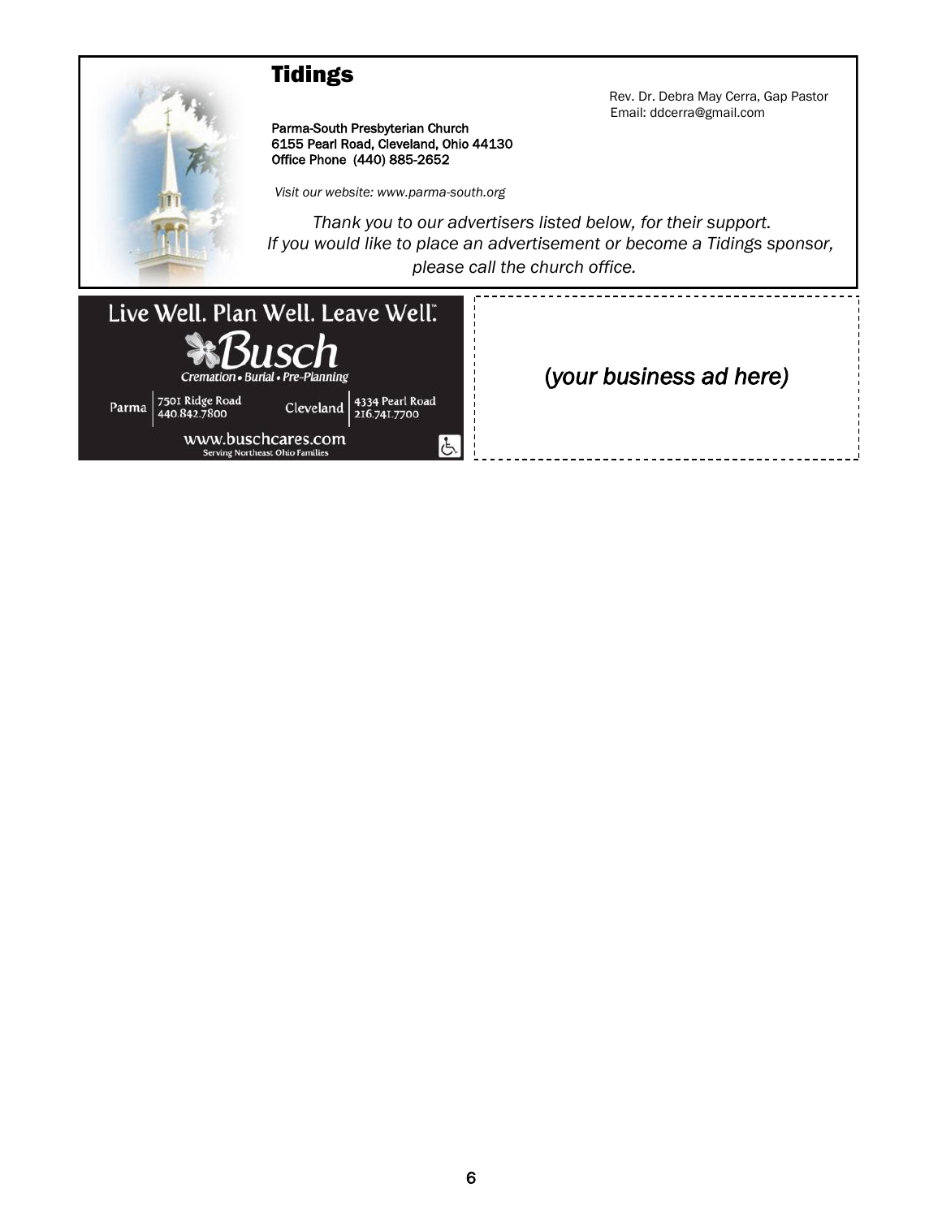# Tidings

Rev. Dr. Debra May Cerra, Gap Pastor
Email: ddcerra@gmail.com

Parma-South Presbyterian Church
6155 Pearl Road, Cleveland, Ohio 44130
Office Phone (440) 885-2652

*Visit our website: www.parma-south.org*

*Thank you to our advertisers listed below, for their support.*
*If you would like to place an advertisement or become a Tidings sponsor, please call the church office.*

Live Well. Plan Well. Leave Well.™

**Busch**
Cremation • Burial • Pre-Planning

Parma | 7501 Ridge Road | 440.842.7800

Cleveland | 4334 Pearl Road | 216.741.7700

www.buschcares.com
Serving Northeast Ohio Families

*(your business ad here)*